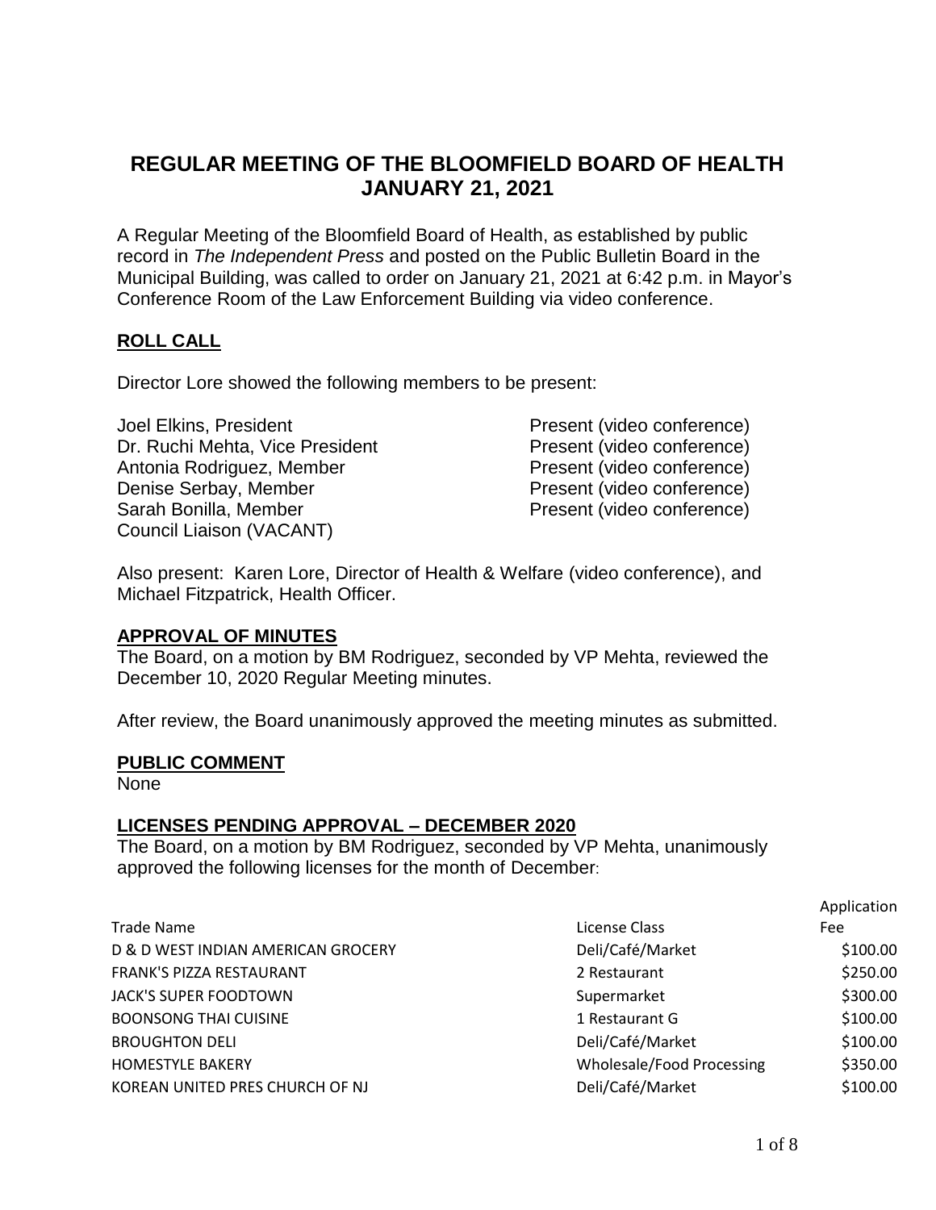# REGULAR MEETING OF THE BLOOMFIELD BOARD OF HEALTH JANUARY 21, 2021

A Regular Meeting of the Bloomfield Board of Health, as established by public record in *The Independent Press* and posted on the Public Bulletin Board in the Municipal Building, was called to order on January 21, 2021 at 6:42 p.m. in Mayor's Conference Room of the Law Enforcement Building via video conference.

## ROLL CALL

Director Lore showed the following members to be present:

| | |
|---|---|
| Joel Elkins, President | Present (video conference) |
| Dr. Ruchi Mehta, Vice President | Present (video conference) |
| Antonia Rodriguez, Member | Present (video conference) |
| Denise Serbay, Member | Present (video conference) |
| Sarah Bonilla, Member | Present (video conference) |
| Council Liaison (VACANT) | |

Also present: Karen Lore, Director of Health & Welfare (video conference), and Michael Fitzpatrick, Health Officer.

## APPROVAL OF MINUTES

The Board, on a motion by BM Rodriguez, seconded by VP Mehta, reviewed the December 10, 2020 Regular Meeting minutes.

After review, the Board unanimously approved the meeting minutes as submitted.

## PUBLIC COMMENT

None

## LICENSES PENDING APPROVAL – DECEMBER 2020

The Board, on a motion by BM Rodriguez, seconded by VP Mehta, unanimously approved the following licenses for the month of December:

| Trade Name | License Class | Application Fee |
|---|---|---|
| D & D WEST INDIAN AMERICAN GROCERY | Deli/Café/Market | $100.00 |
| FRANK'S PIZZA RESTAURANT | 2 Restaurant | $250.00 |
| JACK'S SUPER FOODTOWN | Supermarket | $300.00 |
| BOONSONG THAI CUISINE | 1 Restaurant G | $100.00 |
| BROUGHTON DELI | Deli/Café/Market | $100.00 |
| HOMESTYLE BAKERY | Wholesale/Food Processing | $350.00 |
| KOREAN UNITED PRES CHURCH OF NJ | Deli/Café/Market | $100.00 |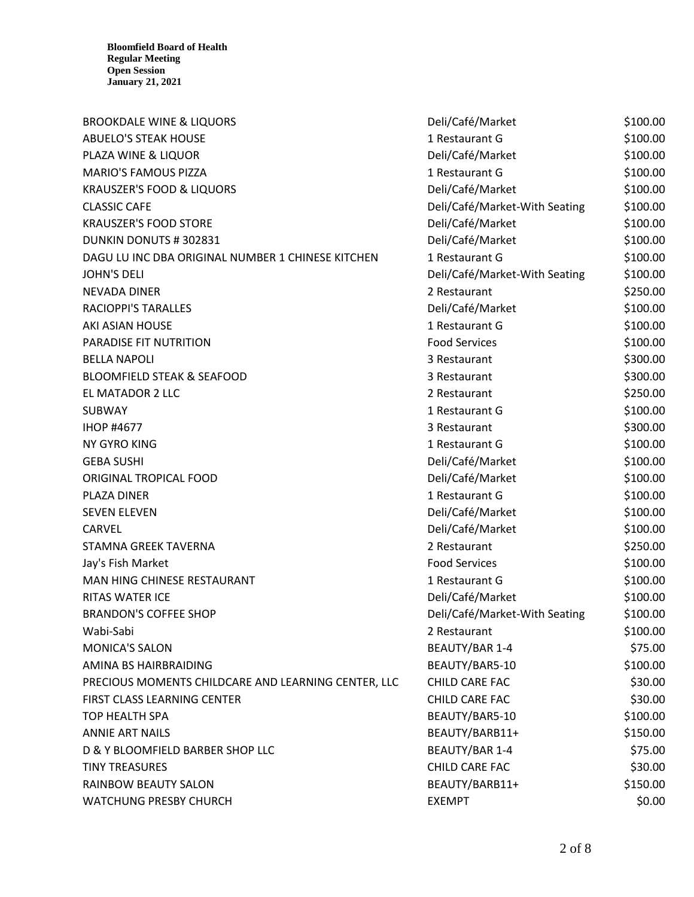| | | |
|---|---|---|
| BROOKDALE WINE & LIQUORS | Deli/Café/Market | $100.00 |
| ABUELO'S STEAK HOUSE | 1 Restaurant G | $100.00 |
| PLAZA WINE & LIQUOR | Deli/Café/Market | $100.00 |
| MARIO'S FAMOUS PIZZA | 1 Restaurant G | $100.00 |
| KRAUSZER'S FOOD & LIQUORS | Deli/Café/Market | $100.00 |
| CLASSIC CAFE | Deli/Café/Market-With Seating | $100.00 |
| KRAUSZER'S FOOD STORE | Deli/Café/Market | $100.00 |
| DUNKIN DONUTS # 302831 | Deli/Café/Market | $100.00 |
| DAGU LU INC DBA ORIGINAL NUMBER 1 CHINESE KITCHEN | 1 Restaurant G | $100.00 |
| JOHN'S DELI | Deli/Café/Market-With Seating | $100.00 |
| NEVADA DINER | 2 Restaurant | $250.00 |
| RACIOPPI'S TARALLES | Deli/Café/Market | $100.00 |
| AKI ASIAN HOUSE | 1 Restaurant G | $100.00 |
| PARADISE FIT NUTRITION | Food Services | $100.00 |
| BELLA NAPOLI | 3 Restaurant | $300.00 |
| BLOOMFIELD STEAK & SEAFOOD | 3 Restaurant | $300.00 |
| EL MATADOR 2 LLC | 2 Restaurant | $250.00 |
| SUBWAY | 1 Restaurant G | $100.00 |
| IHOP #4677 | 3 Restaurant | $300.00 |
| NY GYRO KING | 1 Restaurant G | $100.00 |
| GEBA SUSHI | Deli/Café/Market | $100.00 |
| ORIGINAL TROPICAL FOOD | Deli/Café/Market | $100.00 |
| PLAZA DINER | 1 Restaurant G | $100.00 |
| SEVEN ELEVEN | Deli/Café/Market | $100.00 |
| CARVEL | Deli/Café/Market | $100.00 |
| STAMNA GREEK TAVERNA | 2 Restaurant | $250.00 |
| Jay's Fish Market | Food Services | $100.00 |
| MAN HING CHINESE RESTAURANT | 1 Restaurant G | $100.00 |
| RITAS WATER ICE | Deli/Café/Market | $100.00 |
| BRANDON'S COFFEE SHOP | Deli/Café/Market-With Seating | $100.00 |
| Wabi-Sabi | 2 Restaurant | $100.00 |
| MONICA'S SALON | BEAUTY/BAR 1-4 | $75.00 |
| AMINA BS HAIRBRAIDING | BEAUTY/BAR5-10 | $100.00 |
| PRECIOUS MOMENTS CHILDCARE AND LEARNING CENTER, LLC | CHILD CARE FAC | $30.00 |
| FIRST CLASS LEARNING CENTER | CHILD CARE FAC | $30.00 |
| TOP HEALTH SPA | BEAUTY/BAR5-10 | $100.00 |
| ANNIE ART NAILS | BEAUTY/BARB11+ | $150.00 |
| D & Y BLOOMFIELD BARBER SHOP LLC | BEAUTY/BAR 1-4 | $75.00 |
| TINY TREASURES | CHILD CARE FAC | $30.00 |
| RAINBOW BEAUTY SALON | BEAUTY/BARB11+ | $150.00 |
| WATCHUNG PRESBY CHURCH | EXEMPT | $0.00 |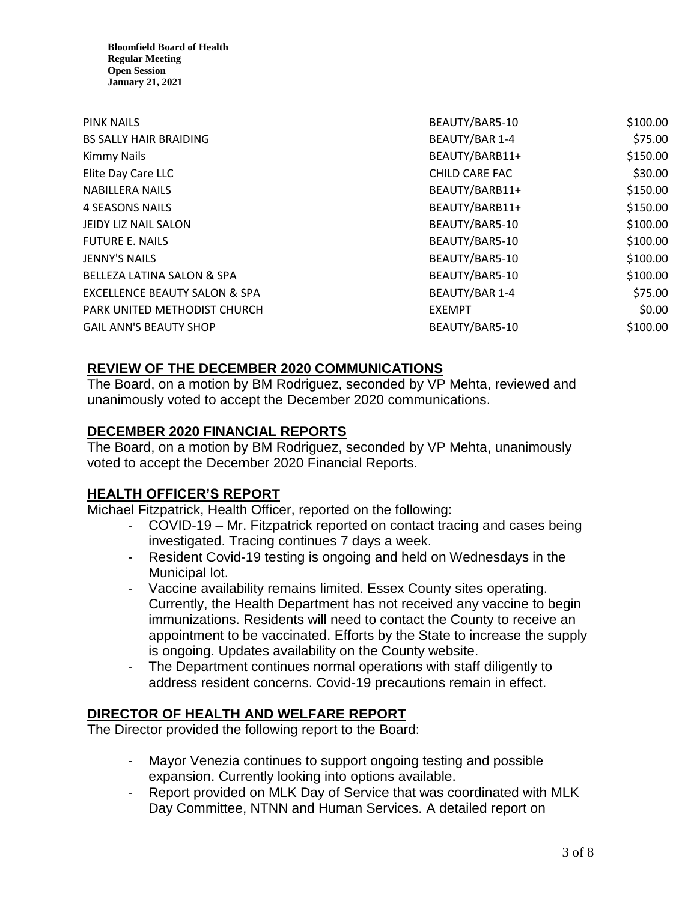| | | |
|---|---|---|
| PINK NAILS | BEAUTY/BAR5-10 | \$100.00 |
| BS SALLY HAIR BRAIDING | BEAUTY/BAR 1-4 | \$75.00 |
| Kimmy Nails | BEAUTY/BARB11+ | \$150.00 |
| Elite Day Care LLC | CHILD CARE FAC | \$30.00 |
| NABILLERA NAILS | BEAUTY/BARB11+ | \$150.00 |
| 4 SEASONS NAILS | BEAUTY/BARB11+ | \$150.00 |
| JEIDY LIZ NAIL SALON | BEAUTY/BAR5-10 | \$100.00 |
| FUTURE E. NAILS | BEAUTY/BAR5-10 | \$100.00 |
| JENNY'S NAILS | BEAUTY/BAR5-10 | \$100.00 |
| BELLEZA LATINA SALON & SPA | BEAUTY/BAR5-10 | \$100.00 |
| EXCELLENCE BEAUTY SALON & SPA | BEAUTY/BAR 1-4 | \$75.00 |
| PARK UNITED METHODIST CHURCH | EXEMPT | \$0.00 |
| GAIL ANN'S BEAUTY SHOP | BEAUTY/BAR5-10 | \$100.00 |

## REVIEW OF THE DECEMBER 2020 COMMUNICATIONS

The Board, on a motion by BM Rodriguez, seconded by VP Mehta, reviewed and unanimously voted to accept the December 2020 communications.

## DECEMBER 2020 FINANCIAL REPORTS

The Board, on a motion by BM Rodriguez, seconded by VP Mehta, unanimously voted to accept the December 2020 Financial Reports.

## HEALTH OFFICER'S REPORT

Michael Fitzpatrick, Health Officer, reported on the following:

- COVID-19 – Mr. Fitzpatrick reported on contact tracing and cases being investigated. Tracing continues 7 days a week.
- Resident Covid-19 testing is ongoing and held on Wednesdays in the Municipal lot.
- Vaccine availability remains limited. Essex County sites operating. Currently, the Health Department has not received any vaccine to begin immunizations. Residents will need to contact the County to receive an appointment to be vaccinated. Efforts by the State to increase the supply is ongoing. Updates availability on the County website.
- The Department continues normal operations with staff diligently to address resident concerns. Covid-19 precautions remain in effect.

## DIRECTOR OF HEALTH AND WELFARE REPORT

The Director provided the following report to the Board:

- Mayor Venezia continues to support ongoing testing and possible expansion. Currently looking into options available.
- Report provided on MLK Day of Service that was coordinated with MLK Day Committee, NTNN and Human Services. A detailed report on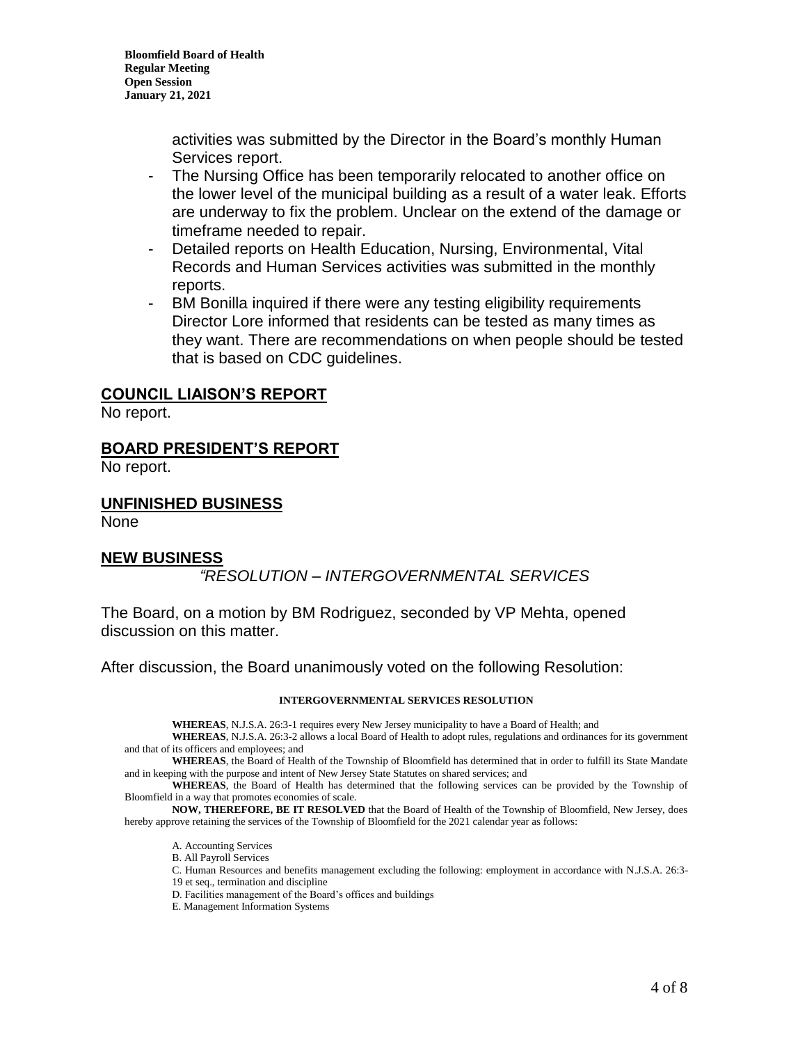activities was submitted by the Director in the Board's monthly Human Services report.

- The Nursing Office has been temporarily relocated to another office on the lower level of the municipal building as a result of a water leak. Efforts are underway to fix the problem. Unclear on the extend of the damage or timeframe needed to repair.
- Detailed reports on Health Education, Nursing, Environmental, Vital Records and Human Services activities was submitted in the monthly reports.
- BM Bonilla inquired if there were any testing eligibility requirements Director Lore informed that residents can be tested as many times as they want. There are recommendations on when people should be tested that is based on CDC guidelines.

## COUNCIL LIAISON'S REPORT

No report.

## BOARD PRESIDENT'S REPORT

No report.

## UNFINISHED BUSINESS

None

## NEW BUSINESS

*"RESOLUTION – INTERGOVERNMENTAL SERVICES*

The Board, on a motion by BM Rodriguez, seconded by VP Mehta, opened discussion on this matter.

After discussion, the Board unanimously voted on the following Resolution:

**INTERGOVERNMENTAL SERVICES RESOLUTION**

**WHEREAS**, N.J.S.A. 26:3-1 requires every New Jersey municipality to have a Board of Health; and

**WHEREAS**, N.J.S.A. 26:3-2 allows a local Board of Health to adopt rules, regulations and ordinances for its government and that of its officers and employees; and

**WHEREAS**, the Board of Health of the Township of Bloomfield has determined that in order to fulfill its State Mandate and in keeping with the purpose and intent of New Jersey State Statutes on shared services; and

**WHEREAS**, the Board of Health has determined that the following services can be provided by the Township of Bloomfield in a way that promotes economies of scale.

**NOW, THEREFORE, BE IT RESOLVED** that the Board of Health of the Township of Bloomfield, New Jersey, does hereby approve retaining the services of the Township of Bloomfield for the 2021 calendar year as follows:

A. Accounting Services
B. All Payroll Services
C. Human Resources and benefits management excluding the following: employment in accordance with N.J.S.A. 26:3-19 et seq., termination and discipline
D. Facilities management of the Board's offices and buildings
E. Management Information Systems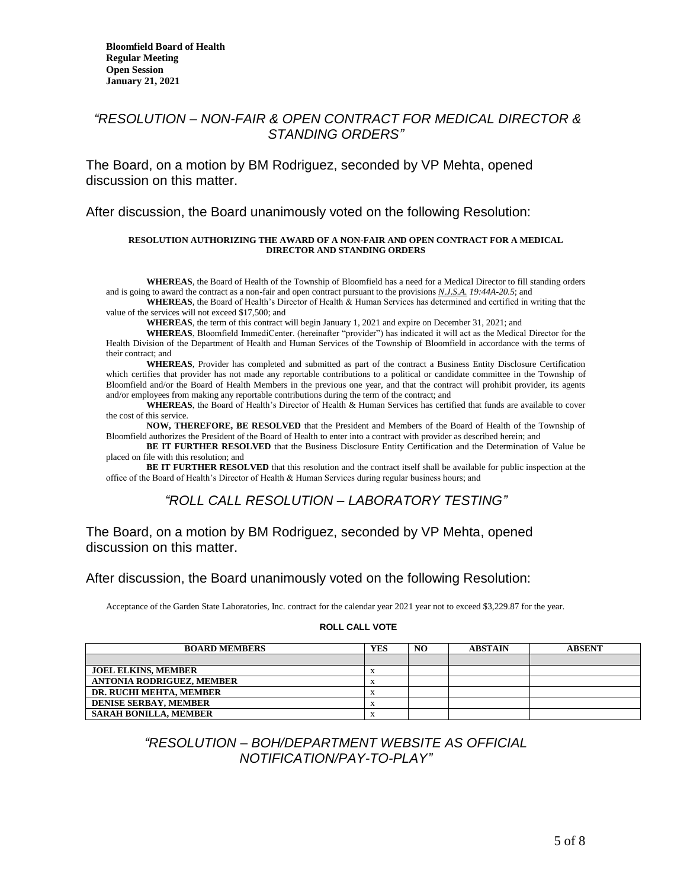**Bloomfield Board of Health**
**Regular Meeting**
**Open Session**
**January 21, 2021**

## *"RESOLUTION – NON-FAIR & OPEN CONTRACT FOR MEDICAL DIRECTOR & STANDING ORDERS"*

The Board, on a motion by BM Rodriguez, seconded by VP Mehta, opened discussion on this matter.

After discussion, the Board unanimously voted on the following Resolution:

**RESOLUTION AUTHORIZING THE AWARD OF A NON-FAIR AND OPEN CONTRACT FOR A MEDICAL DIRECTOR AND STANDING ORDERS**

**WHEREAS**, the Board of Health of the Township of Bloomfield has a need for a Medical Director to fill standing orders and is going to award the contract as a non-fair and open contract pursuant to the provisions *N.J.S.A. 19:44A-20.5*; and

**WHEREAS**, the Board of Health's Director of Health & Human Services has determined and certified in writing that the value of the services will not exceed $17,500; and

**WHEREAS**, the term of this contract will begin January 1, 2021 and expire on December 31, 2021; and

**WHEREAS**, Bloomfield ImmediCenter. (hereinafter "provider") has indicated it will act as the Medical Director for the Health Division of the Department of Health and Human Services of the Township of Bloomfield in accordance with the terms of their contract; and

**WHEREAS**, Provider has completed and submitted as part of the contract a Business Entity Disclosure Certification which certifies that provider has not made any reportable contributions to a political or candidate committee in the Township of Bloomfield and/or the Board of Health Members in the previous one year, and that the contract will prohibit provider, its agents and/or employees from making any reportable contributions during the term of the contract; and

**WHEREAS**, the Board of Health's Director of Health & Human Services has certified that funds are available to cover the cost of this service.

**NOW, THEREFORE, BE RESOLVED** that the President and Members of the Board of Health of the Township of Bloomfield authorizes the President of the Board of Health to enter into a contract with provider as described herein; and

**BE IT FURTHER RESOLVED** that the Business Disclosure Entity Certification and the Determination of Value be placed on file with this resolution; and

**BE IT FURTHER RESOLVED** that this resolution and the contract itself shall be available for public inspection at the office of the Board of Health's Director of Health & Human Services during regular business hours; and

## *"ROLL CALL RESOLUTION – LABORATORY TESTING"*

The Board, on a motion by BM Rodriguez, seconded by VP Mehta, opened discussion on this matter.

After discussion, the Board unanimously voted on the following Resolution:

Acceptance of the Garden State Laboratories, Inc. contract for the calendar year 2021 year not to exceed $3,229.87 for the year.

**ROLL CALL VOTE**

| BOARD MEMBERS | YES | NO | ABSTAIN | ABSENT |
|---|---|---|---|---|
| | | | | |
| **JOEL ELKINS, MEMBER** | x | | | |
| **ANTONIA RODRIGUEZ, MEMBER** | x | | | |
| **DR. RUCHI MEHTA, MEMBER** | x | | | |
| **DENISE SERBAY, MEMBER** | x | | | |
| **SARAH BONILLA, MEMBER** | x | | | |

## *"RESOLUTION – BOH/DEPARTMENT WEBSITE AS OFFICIAL NOTIFICATION/PAY-TO-PLAY"*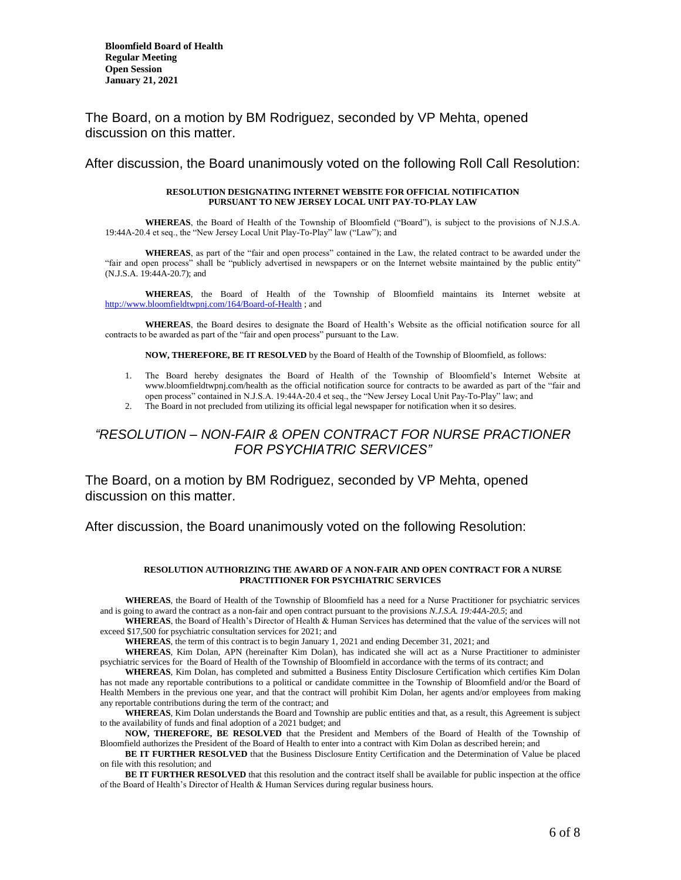The Board, on a motion by BM Rodriguez, seconded by VP Mehta, opened discussion on this matter.

After discussion, the Board unanimously voted on the following Roll Call Resolution:

**RESOLUTION DESIGNATING INTERNET WEBSITE FOR OFFICIAL NOTIFICATION PURSUANT TO NEW JERSEY LOCAL UNIT PAY-TO-PLAY LAW**

**WHEREAS**, the Board of Health of the Township of Bloomfield ("Board"), is subject to the provisions of N.J.S.A. 19:44A-20.4 et seq., the "New Jersey Local Unit Play-To-Play" law ("Law"); and

**WHEREAS**, as part of the "fair and open process" contained in the Law, the related contract to be awarded under the "fair and open process" shall be "publicly advertised in newspapers or on the Internet website maintained by the public entity" (N.J.S.A. 19:44A-20.7); and

**WHEREAS**, the Board of Health of the Township of Bloomfield maintains its Internet website at http://www.bloomfieldtwpnj.com/164/Board-of-Health ; and

**WHEREAS**, the Board desires to designate the Board of Health's Website as the official notification source for all contracts to be awarded as part of the "fair and open process" pursuant to the Law.

**NOW, THEREFORE, BE IT RESOLVED** by the Board of Health of the Township of Bloomfield, as follows:

1. The Board hereby designates the Board of Health of the Township of Bloomfield's Internet Website at www.bloomfieldtwpnj.com/health as the official notification source for contracts to be awarded as part of the "fair and open process" contained in N.J.S.A. 19:44A-20.4 et seq., the "New Jersey Local Unit Pay-To-Play" law; and
2. The Board in not precluded from utilizing its official legal newspaper for notification when it so desires.

## *"RESOLUTION – NON-FAIR & OPEN CONTRACT FOR NURSE PRACTIONER FOR PSYCHIATRIC SERVICES"*

The Board, on a motion by BM Rodriguez, seconded by VP Mehta, opened discussion on this matter.

After discussion, the Board unanimously voted on the following Resolution:

**RESOLUTION AUTHORIZING THE AWARD OF A NON-FAIR AND OPEN CONTRACT FOR A NURSE PRACTITIONER FOR PSYCHIATRIC SERVICES**

**WHEREAS**, the Board of Health of the Township of Bloomfield has a need for a Nurse Practitioner for psychiatric services and is going to award the contract as a non-fair and open contract pursuant to the provisions *N.J.S.A. 19:44A-20.5*; and

**WHEREAS**, the Board of Health's Director of Health & Human Services has determined that the value of the services will not exceed $17,500 for psychiatric consultation services for 2021; and

**WHEREAS**, the term of this contract is to begin January 1, 2021 and ending December 31, 2021; and

**WHEREAS**, Kim Dolan, APN (hereinafter Kim Dolan), has indicated she will act as a Nurse Practitioner to administer psychiatric services for the Board of Health of the Township of Bloomfield in accordance with the terms of its contract; and

**WHEREAS**, Kim Dolan, has completed and submitted a Business Entity Disclosure Certification which certifies Kim Dolan has not made any reportable contributions to a political or candidate committee in the Township of Bloomfield and/or the Board of Health Members in the previous one year, and that the contract will prohibit Kim Dolan, her agents and/or employees from making any reportable contributions during the term of the contract; and

**WHEREAS**, Kim Dolan understands the Board and Township are public entities and that, as a result, this Agreement is subject to the availability of funds and final adoption of a 2021 budget; and

**NOW, THEREFORE, BE RESOLVED** that the President and Members of the Board of Health of the Township of Bloomfield authorizes the President of the Board of Health to enter into a contract with Kim Dolan as described herein; and

**BE IT FURTHER RESOLVED** that the Business Disclosure Entity Certification and the Determination of Value be placed on file with this resolution; and

**BE IT FURTHER RESOLVED** that this resolution and the contract itself shall be available for public inspection at the office of the Board of Health's Director of Health & Human Services during regular business hours.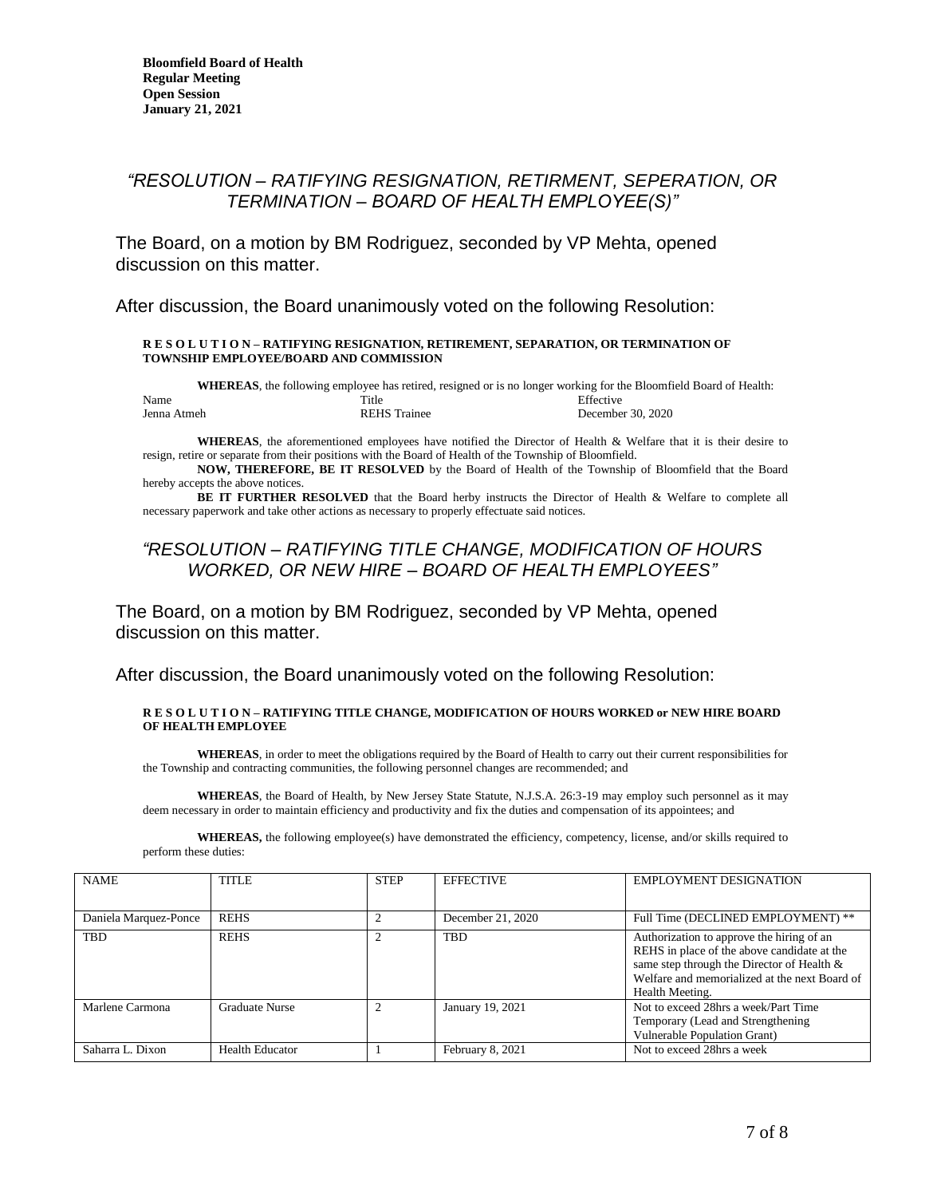**Bloomfield Board of Health**
**Regular Meeting**
**Open Session**
**January 21, 2021**

## *"RESOLUTION – RATIFYING RESIGNATION, RETIRMENT, SEPERATION, OR TERMINATION – BOARD OF HEALTH EMPLOYEE(S)"*

The Board, on a motion by BM Rodriguez, seconded by VP Mehta, opened discussion on this matter.

After discussion, the Board unanimously voted on the following Resolution:

**R E S O L U T I O N – RATIFYING RESIGNATION, RETIREMENT, SEPARATION, OR TERMINATION OF TOWNSHIP EMPLOYEE/BOARD AND COMMISSION**

**WHEREAS**, the following employee has retired, resigned or is no longer working for the Bloomfield Board of Health:

| Name | Title | Effective |
|---|---|---|
| Jenna Atmeh | REHS Trainee | December 30, 2020 |

**WHEREAS**, the aforementioned employees have notified the Director of Health & Welfare that it is their desire to resign, retire or separate from their positions with the Board of Health of the Township of Bloomfield.

**NOW, THEREFORE, BE IT RESOLVED** by the Board of Health of the Township of Bloomfield that the Board hereby accepts the above notices.

**BE IT FURTHER RESOLVED** that the Board herby instructs the Director of Health & Welfare to complete all necessary paperwork and take other actions as necessary to properly effectuate said notices.

## *"RESOLUTION – RATIFYING TITLE CHANGE, MODIFICATION OF HOURS WORKED, OR NEW HIRE – BOARD OF HEALTH EMPLOYEES"*

The Board, on a motion by BM Rodriguez, seconded by VP Mehta, opened discussion on this matter.

After discussion, the Board unanimously voted on the following Resolution:

**R E S O L U T I O N – RATIFYING TITLE CHANGE, MODIFICATION OF HOURS WORKED or NEW HIRE BOARD OF HEALTH EMPLOYEE**

**WHEREAS**, in order to meet the obligations required by the Board of Health to carry out their current responsibilities for the Township and contracting communities, the following personnel changes are recommended; and

**WHEREAS**, the Board of Health, by New Jersey State Statute, N.J.S.A. 26:3-19 may employ such personnel as it may deem necessary in order to maintain efficiency and productivity and fix the duties and compensation of its appointees; and

**WHEREAS,** the following employee(s) have demonstrated the efficiency, competency, license, and/or skills required to perform these duties:

| NAME | TITLE | STEP | EFFECTIVE | EMPLOYMENT DESIGNATION |
|---|---|---|---|---|
| Daniela Marquez-Ponce | REHS | 2 | December 21, 2020 | Full Time (DECLINED EMPLOYMENT) ** |
| TBD | REHS | 2 | TBD | Authorization to approve the hiring of an REHS in place of the above candidate at the same step through the Director of Health & Welfare and memorialized at the next Board of Health Meeting. |
| Marlene Carmona | Graduate Nurse | 2 | January 19, 2021 | Not to exceed 28hrs a week/Part Time Temporary (Lead and Strengthening Vulnerable Population Grant) |
| Saharra L. Dixon | Health Educator | 1 | February 8, 2021 | Not to exceed 28hrs a week |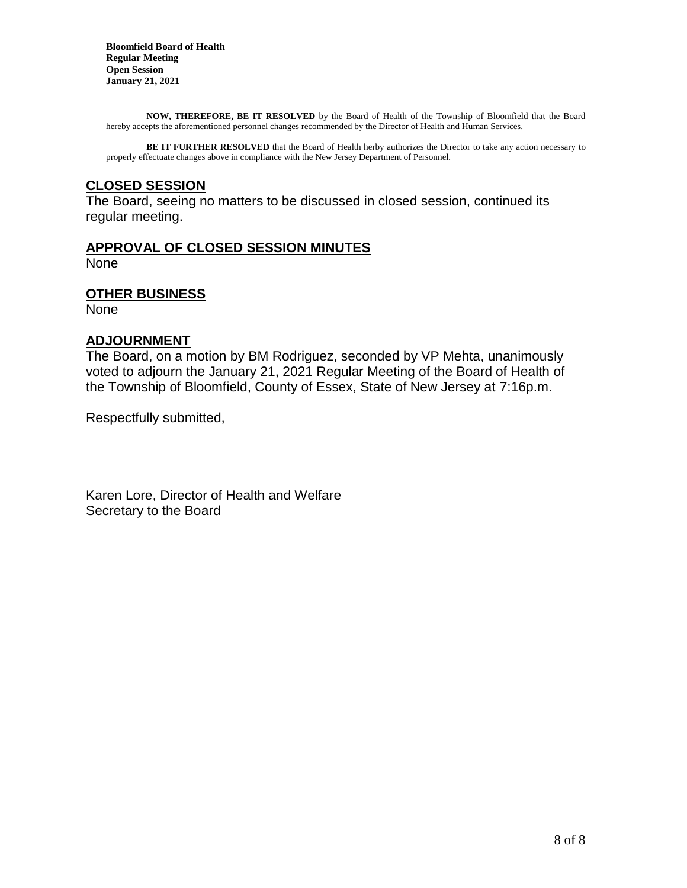**NOW, THEREFORE, BE IT RESOLVED** by the Board of Health of the Township of Bloomfield that the Board hereby accepts the aforementioned personnel changes recommended by the Director of Health and Human Services.

**BE IT FURTHER RESOLVED** that the Board of Health herby authorizes the Director to take any action necessary to properly effectuate changes above in compliance with the New Jersey Department of Personnel.

## CLOSED SESSION

The Board, seeing no matters to be discussed in closed session, continued its regular meeting.

## APPROVAL OF CLOSED SESSION MINUTES

None

## OTHER BUSINESS

None

## ADJOURNMENT

The Board, on a motion by BM Rodriguez, seconded by VP Mehta, unanimously voted to adjourn the January 21, 2021 Regular Meeting of the Board of Health of the Township of Bloomfield, County of Essex, State of New Jersey at 7:16p.m.

Respectfully submitted,

Karen Lore, Director of Health and Welfare
Secretary to the Board